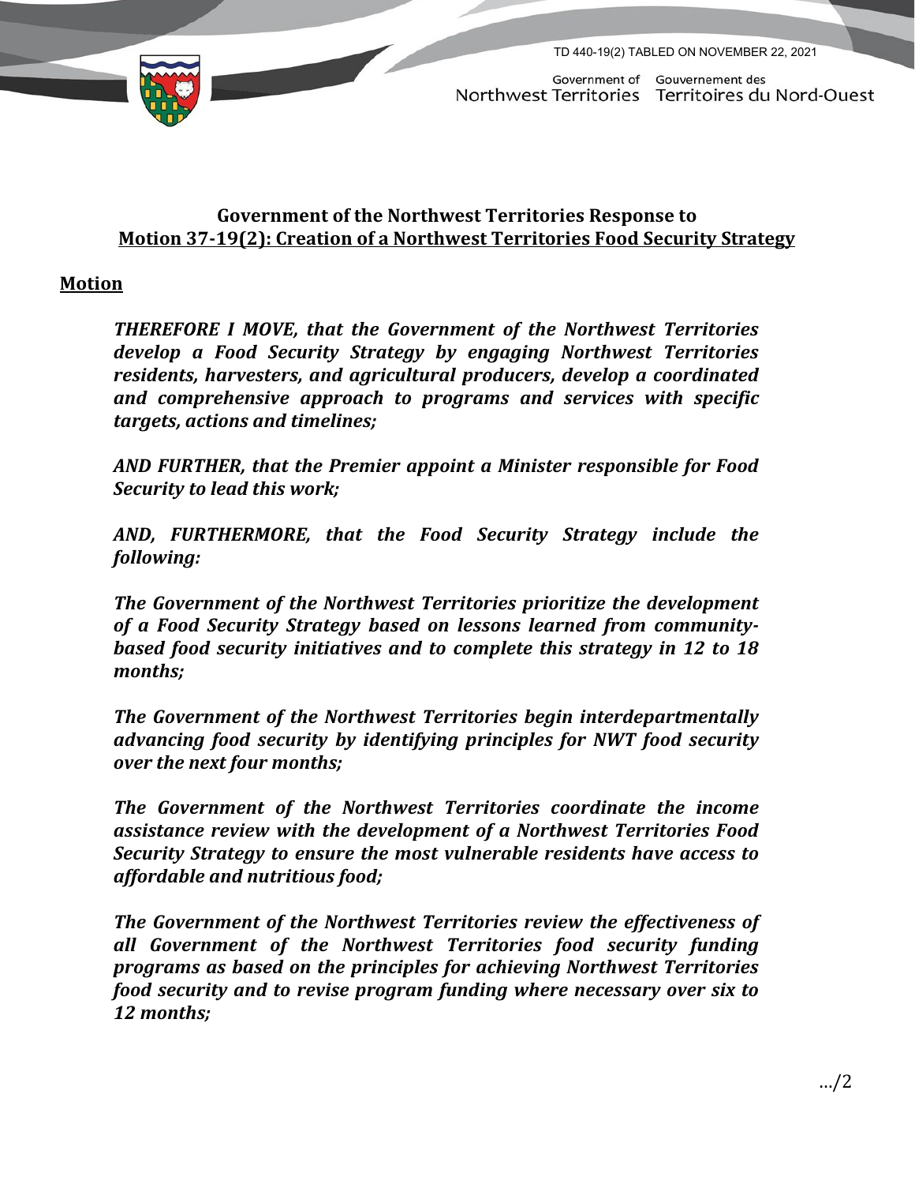TD 440-19(2) TABLED ON NOVEMBER 22, 2021

Government of Northwest Territories / Gouvernement des Territoires du Nord-Ouest

## Government of the Northwest Territories Response to Motion 37-19(2): Creation of a Northwest Territories Food Security Strategy

### Motion

***THEREFORE I MOVE, that the Government of the Northwest Territories develop a Food Security Strategy by engaging Northwest Territories residents, harvesters, and agricultural producers, develop a coordinated and comprehensive approach to programs and services with specific targets, actions and timelines;***

***AND FURTHER, that the Premier appoint a Minister responsible for Food Security to lead this work;***

***AND, FURTHERMORE, that the Food Security Strategy include the following:***

***The Government of the Northwest Territories prioritize the development of a Food Security Strategy based on lessons learned from community-based food security initiatives and to complete this strategy in 12 to 18 months;***

***The Government of the Northwest Territories begin interdepartmentally advancing food security by identifying principles for NWT food security over the next four months;***

***The Government of the Northwest Territories coordinate the income assistance review with the development of a Northwest Territories Food Security Strategy to ensure the most vulnerable residents have access to affordable and nutritious food;***

***The Government of the Northwest Territories review the effectiveness of all Government of the Northwest Territories food security funding programs as based on the principles for achieving Northwest Territories food security and to revise program funding where necessary over six to 12 months;***

…/2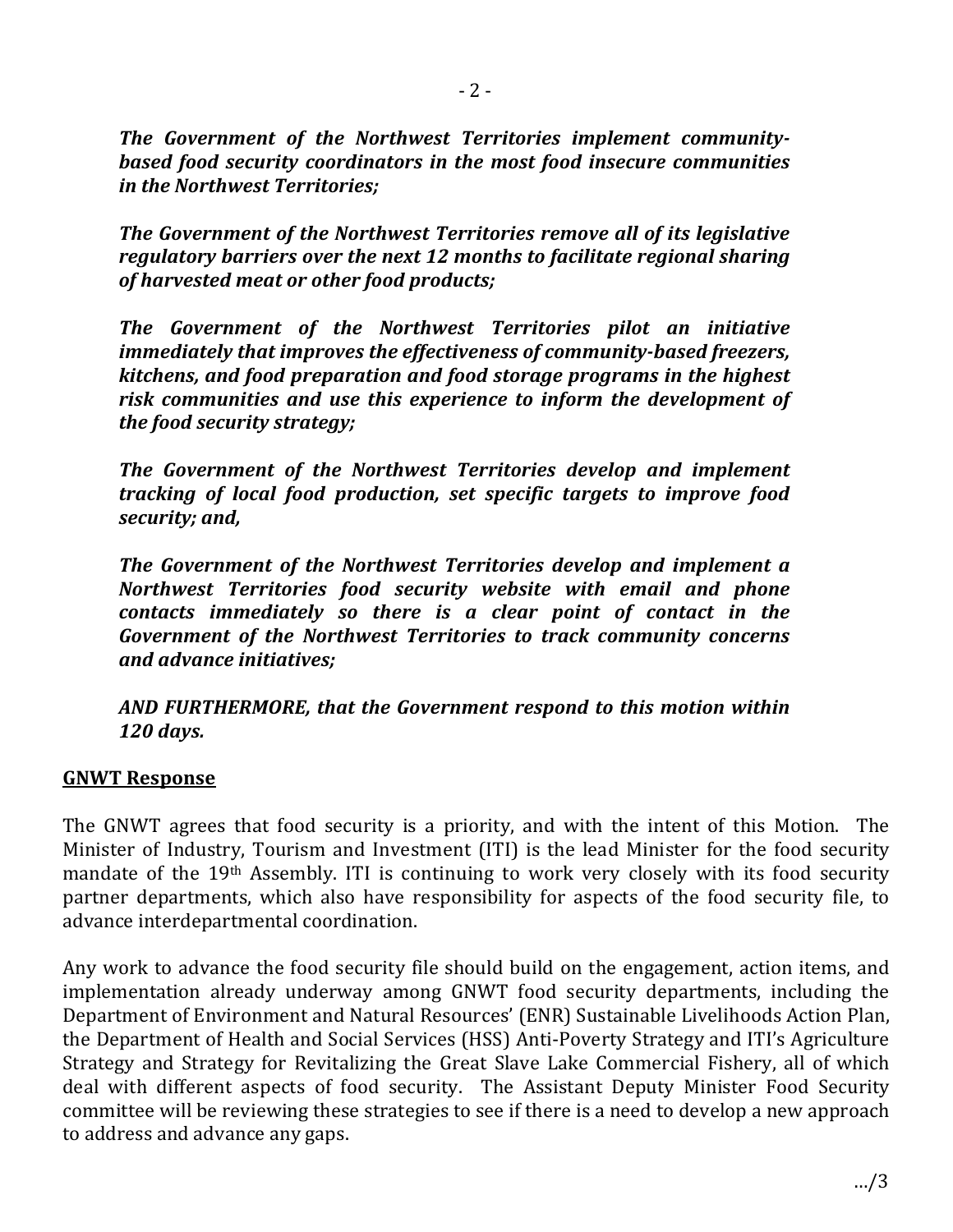*The Government of the Northwest Territories implement community-based food security coordinators in the most food insecure communities in the Northwest Territories;*

*The Government of the Northwest Territories remove all of its legislative regulatory barriers over the next 12 months to facilitate regional sharing of harvested meat or other food products;*

*The Government of the Northwest Territories pilot an initiative immediately that improves the effectiveness of community-based freezers, kitchens, and food preparation and food storage programs in the highest risk communities and use this experience to inform the development of the food security strategy;*

*The Government of the Northwest Territories develop and implement tracking of local food production, set specific targets to improve food security; and,*

*The Government of the Northwest Territories develop and implement a Northwest Territories food security website with email and phone contacts immediately so there is a clear point of contact in the Government of the Northwest Territories to track community concerns and advance initiatives;*

*AND FURTHERMORE, that the Government respond to this motion within 120 days.*

## GNWT Response

The GNWT agrees that food security is a priority, and with the intent of this Motion. The Minister of Industry, Tourism and Investment (ITI) is the lead Minister for the food security mandate of the 19th Assembly. ITI is continuing to work very closely with its food security partner departments, which also have responsibility for aspects of the food security file, to advance interdepartmental coordination.

Any work to advance the food security file should build on the engagement, action items, and implementation already underway among GNWT food security departments, including the Department of Environment and Natural Resources' (ENR) Sustainable Livelihoods Action Plan, the Department of Health and Social Services (HSS) Anti-Poverty Strategy and ITI's Agriculture Strategy and Strategy for Revitalizing the Great Slave Lake Commercial Fishery, all of which deal with different aspects of food security. The Assistant Deputy Minister Food Security committee will be reviewing these strategies to see if there is a need to develop a new approach to address and advance any gaps.

…/3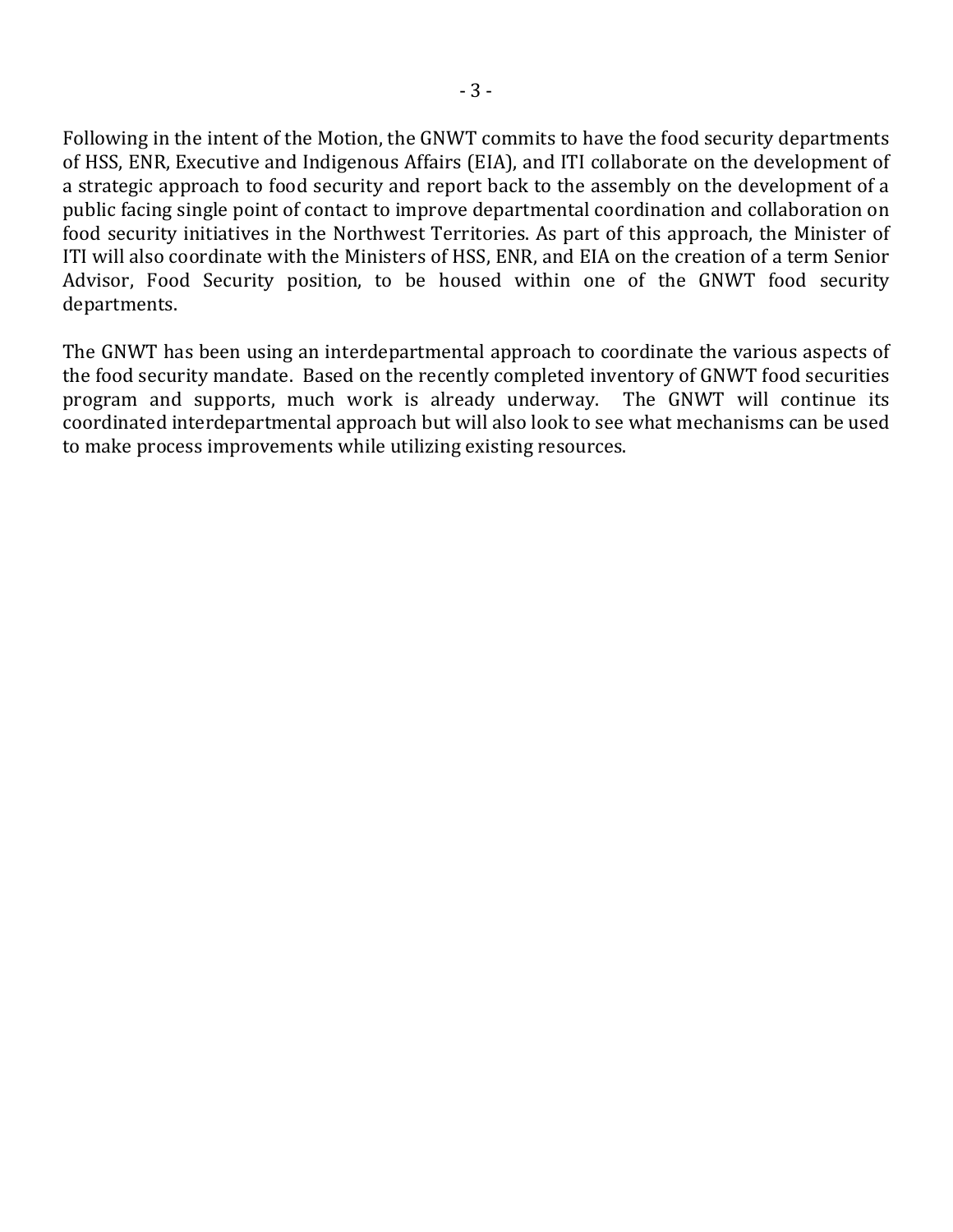Following in the intent of the Motion, the GNWT commits to have the food security departments of HSS, ENR, Executive and Indigenous Affairs (EIA), and ITI collaborate on the development of a strategic approach to food security and report back to the assembly on the development of a public facing single point of contact to improve departmental coordination and collaboration on food security initiatives in the Northwest Territories. As part of this approach, the Minister of ITI will also coordinate with the Ministers of HSS, ENR, and EIA on the creation of a term Senior Advisor, Food Security position, to be housed within one of the GNWT food security departments.

The GNWT has been using an interdepartmental approach to coordinate the various aspects of the food security mandate. Based on the recently completed inventory of GNWT food securities program and supports, much work is already underway. The GNWT will continue its coordinated interdepartmental approach but will also look to see what mechanisms can be used to make process improvements while utilizing existing resources.